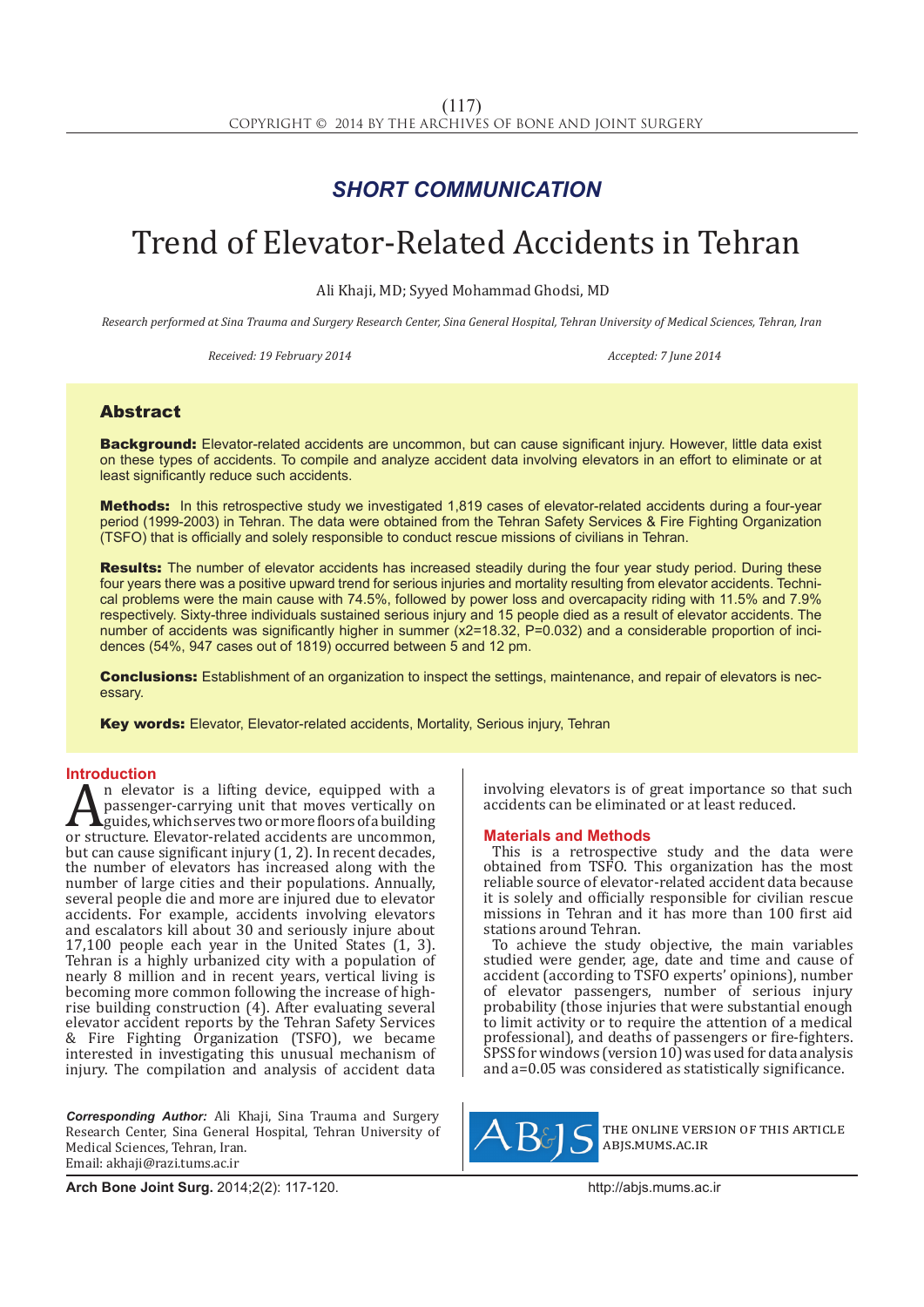## SHORT COMMUNICATION

# Trend of Elevator-Related Accidents in Tehran

Ali Khaji, MD; Syyed Mohammad Ghodsi, MD

*Research performed at Sina Trauma and Surgery Research Center, Sina General Hospital, Tehran University of Medical Sciences, Tehran, Iran*

*Received: 19 February 2014* *Accepted: 7 June 2014*

## Abstract

**Background:** Elevator-related accidents are uncommon, but can cause significant injury. However, little data exist on these types of accidents. To compile and analyze accident data involving elevators in an effort to eliminate or at least significantly reduce such accidents.

**Methods:** In this retrospective study we investigated 1,819 cases of elevator-related accidents during a four-year period (1999-2003) in Tehran. The data were obtained from the Tehran Safety Services & Fire Fighting Organization (TSFO) that is officially and solely responsible to conduct rescue missions of civilians in Tehran.

**Results:** The number of elevator accidents has increased steadily during the four year study period. During these four years there was a positive upward trend for serious injuries and mortality resulting from elevator accidents. Technical problems were the main cause with 74.5%, followed by power loss and overcapacity riding with 11.5% and 7.9% respectively. Sixty-three individuals sustained serious injury and 15 people died as a result of elevator accidents. The number of accidents was significantly higher in summer ($x2=18.32$, $P=0.032$) and a considerable proportion of incidences (54%, 947 cases out of 1819) occurred between 5 and 12 pm.

**Conclusions:** Establishment of an organization to inspect the settings, maintenance, and repair of elevators is necessary.

**Key words:** Elevator, Elevator-related accidents, Mortality, Serious injury, Tehran

## Introduction

An elevator is a lifting device, equipped with a passenger-carrying unit that moves vertically on guides, which serves two or more floors of a building or structure. Elevator-related accidents are uncommon, but can cause significant injury (1, 2). In recent decades, the number of elevators has increased along with the number of large cities and their populations. Annually, several people die and more are injured due to elevator accidents. For example, accidents involving elevators and escalators kill about 30 and seriously injure about 17,100 people each year in the United States (1, 3). Tehran is a highly urbanized city with a population of nearly 8 million and in recent years, vertical living is becoming more common following the increase of high-rise building construction (4). After evaluating several elevator accident reports by the Tehran Safety Services & Fire Fighting Organization (TSFO), we became interested in investigating this unusual mechanism of injury. The compilation and analysis of accident data involving elevators is of great importance so that such accidents can be eliminated or at least reduced.

## Materials and Methods

This is a retrospective study and the data were obtained from TSFO. This organization has the most reliable source of elevator-related accident data because it is solely and officially responsible for civilian rescue missions in Tehran and it has more than 100 first aid stations around Tehran.

To achieve the study objective, the main variables studied were gender, age, date and time and cause of accident (according to TSFO experts' opinions), number of elevator passengers, number of serious injury probability (those injuries that were substantial enough to limit activity or to require the attention of a medical professional), and deaths of passengers or fire-fighters. SPSS for windows (version 10) was used for data analysis and a=0.05 was considered as statistically significance.

*Corresponding Author:* Ali Khaji, Sina Trauma and Surgery Research Center, Sina General Hospital, Tehran University of Medical Sciences, Tehran, Iran.
Email: akhaji@razi.tums.ac.ir

THE ONLINE VERSION OF THIS ARTICLE ABJS.MUMS.AC.IR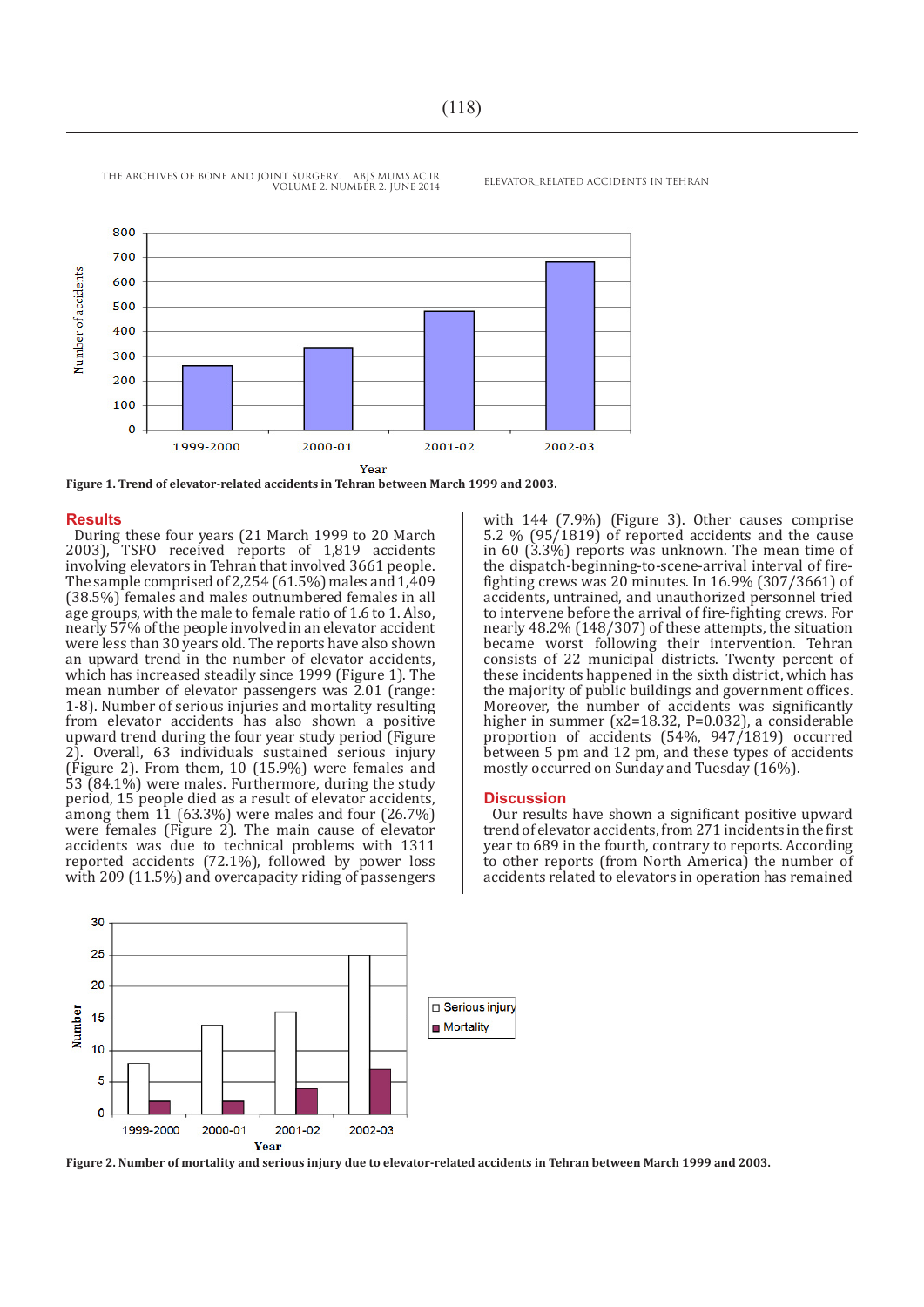Figure 1. Trend of elevator-related accidents in Tehran between March 1999 and 2003.

## Results

During these four years (21 March 1999 to 20 March 2003), TSFO received reports of 1,819 accidents involving elevators in Tehran that involved 3661 people. The sample comprised of 2,254 (61.5%) males and 1,409 (38.5%) females and males outnumbered females in all age groups, with the male to female ratio of 1.6 to 1. Also, nearly 57% of the people involved in an elevator accident were less than 30 years old. The reports have also shown an upward trend in the number of elevator accidents, which has increased steadily since 1999 (Figure 1). The mean number of elevator passengers was 2.01 (range: 1-8). Number of serious injuries and mortality resulting from elevator accidents has also shown a positive upward trend during the four year study period (Figure 2). Overall, 63 individuals sustained serious injury (Figure 2). From them, 10 (15.9%) were females and 53 (84.1%) were males. Furthermore, during the study period, 15 people died as a result of elevator accidents, among them 11 (63.3%) were males and four (26.7%) were females (Figure 2). The main cause of elevator accidents was due to technical problems with 1311 reported accidents (72.1%), followed by power loss with 209 (11.5%) and overcapacity riding of passengers with 144 (7.9%) (Figure 3). Other causes comprise 5.2 % (95/1819) of reported accidents and the cause in 60 (3.3%) reports was unknown. The mean time of the dispatch-beginning-to-scene-arrival interval of fire-fighting crews was 20 minutes. In 16.9% (307/3661) of accidents, untrained, and unauthorized personnel tried to intervene before the arrival of fire-fighting crews. For nearly 48.2% (148/307) of these attempts, the situation became worst following their intervention. Tehran consists of 22 municipal districts. Twenty percent of these incidents happened in the sixth district, which has the majority of public buildings and government offices. Moreover, the number of accidents was significantly higher in summer ($x2=18.32$, $P=0.032$), a considerable proportion of accidents (54%, 947/1819) occurred between 5 pm and 12 pm, and these types of accidents mostly occurred on Sunday and Tuesday (16%).

## Discussion

Our results have shown a significant positive upward trend of elevator accidents, from 271 incidents in the first year to 689 in the fourth, contrary to reports. According to other reports (from North America) the number of accidents related to elevators in operation has remained

Figure 2. Number of mortality and serious injury due to elevator-related accidents in Tehran between March 1999 and 2003.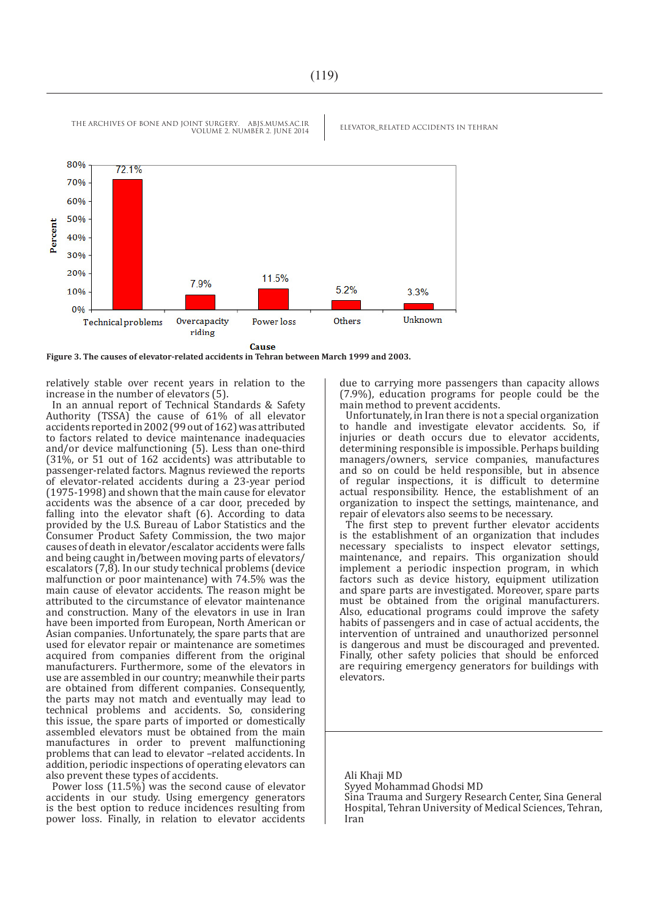| Cause | Percent |
|---|---|
| Technical problems | 72.1% |
| Overcapacity riding | 7.9% |
| Power loss | 11.5% |
| Others | 5.2% |
| Unknown | 3.3% |

**Figure 3. The causes of elevator-related accidents in Tehran between March 1999 and 2003.**

relatively stable over recent years in relation to the increase in the number of elevators (5).

In an annual report of Technical Standards & Safety Authority (TSSA) the cause of 61% of all elevator accidents reported in 2002 (99 out of 162) was attributed to factors related to device maintenance inadequacies and/or device malfunctioning (5). Less than one-third (31%, or 51 out of 162 accidents) was attributable to passenger-related factors. Magnus reviewed the reports of elevator-related accidents during a 23-year period (1975-1998) and shown that the main cause for elevator accidents was the absence of a car door, preceded by falling into the elevator shaft (6). According to data provided by the U.S. Bureau of Labor Statistics and the Consumer Product Safety Commission, the two major causes of death in elevator/escalator accidents were falls and being caught in/between moving parts of elevators/escalators (7,8). In our study technical problems (device malfunction or poor maintenance) with 74.5% was the main cause of elevator accidents. The reason might be attributed to the circumstance of elevator maintenance and construction. Many of the elevators in use in Iran have been imported from European, North American or Asian companies. Unfortunately, the spare parts that are used for elevator repair or maintenance are sometimes acquired from companies different from the original manufacturers. Furthermore, some of the elevators in use are assembled in our country; meanwhile their parts are obtained from different companies. Consequently, the parts may not match and eventually may lead to technical problems and accidents. So, considering this issue, the spare parts of imported or domestically assembled elevators must be obtained from the main manufactures in order to prevent malfunctioning problems that can lead to elevator –related accidents. In addition, periodic inspections of operating elevators can also prevent these types of accidents.

Power loss (11.5%) was the second cause of elevator accidents in our study. Using emergency generators is the best option to reduce incidences resulting from power loss. Finally, in relation to elevator accidents due to carrying more passengers than capacity allows (7.9%), education programs for people could be the main method to prevent accidents.

Unfortunately, in Iran there is not a special organization to handle and investigate elevator accidents. So, if injuries or death occurs due to elevator accidents, determining responsible is impossible. Perhaps building managers/owners, service companies, manufactures and so on could be held responsible, but in absence of regular inspections, it is difficult to determine actual responsibility. Hence, the establishment of an organization to inspect the settings, maintenance, and repair of elevators also seems to be necessary.

The first step to prevent further elevator accidents is the establishment of an organization that includes necessary specialists to inspect elevator settings, maintenance, and repairs. This organization should implement a periodic inspection program, in which factors such as device history, equipment utilization and spare parts are investigated. Moreover, spare parts must be obtained from the original manufacturers. Also, educational programs could improve the safety habits of passengers and in case of actual accidents, the intervention of untrained and unauthorized personnel is dangerous and must be discouraged and prevented. Finally, other safety policies that should be enforced are requiring emergency generators for buildings with elevators.

Ali Khaji MD
Syyed Mohammad Ghodsi MD
Sina Trauma and Surgery Research Center, Sina General Hospital, Tehran University of Medical Sciences, Tehran, Iran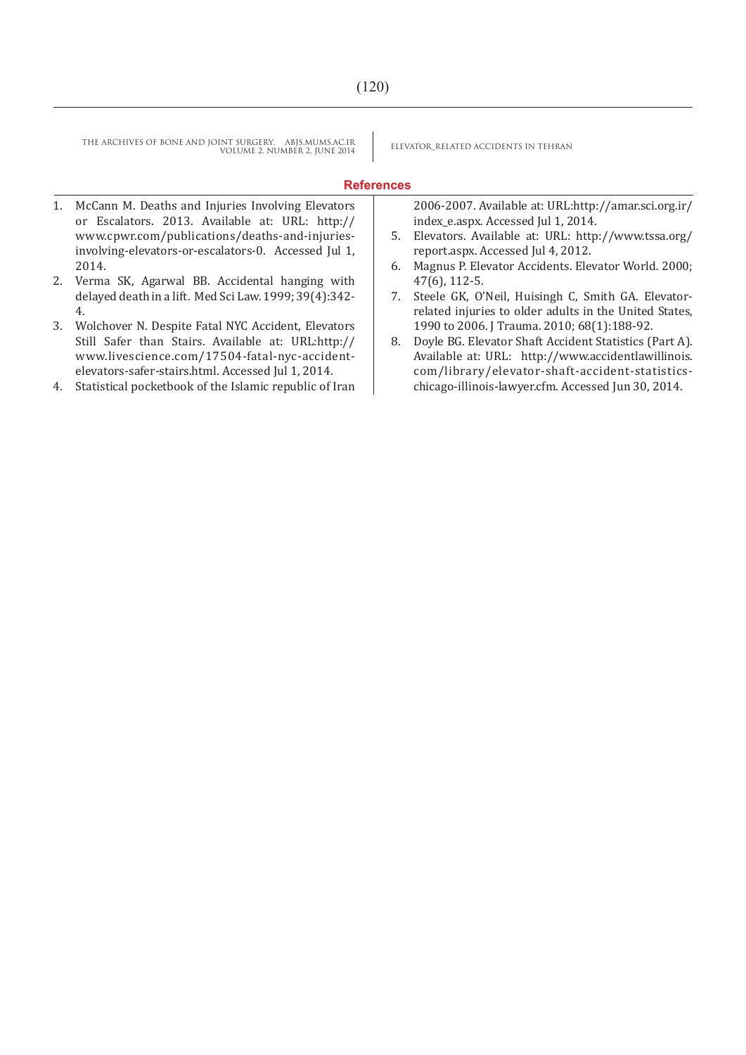## References

1. McCann M. Deaths and Injuries Involving Elevators or Escalators. 2013. Available at: URL: http://www.cpwr.com/publications/deaths-and-injuries-involving-elevators-or-escalators-0. Accessed Jul 1, 2014.
2. Verma SK, Agarwal BB. Accidental hanging with delayed death in a lift. Med Sci Law. 1999; 39(4):342-4.
3. Wolchover N. Despite Fatal NYC Accident, Elevators Still Safer than Stairs. Available at: URL:http://www.livescience.com/17504-fatal-nyc-accident-elevators-safer-stairs.html. Accessed Jul 1, 2014.
4. Statistical pocketbook of the Islamic republic of Iran 2006-2007. Available at: URL:http://amar.sci.org.ir/index_e.aspx. Accessed Jul 1, 2014.
5. Elevators. Available at: URL: http://www.tssa.org/report.aspx. Accessed Jul 4, 2012.
6. Magnus P. Elevator Accidents. Elevator World. 2000; 47(6), 112-5.
7. Steele GK, O'Neil, Huisingh C, Smith GA. Elevator-related injuries to older adults in the United States, 1990 to 2006. J Trauma. 2010; 68(1):188-92.
8. Doyle BG. Elevator Shaft Accident Statistics (Part A). Available at: URL: http://www.accidentlawillinois.com/library/elevator-shaft-accident-statistics-chicago-illinois-lawyer.cfm. Accessed Jun 30, 2014.